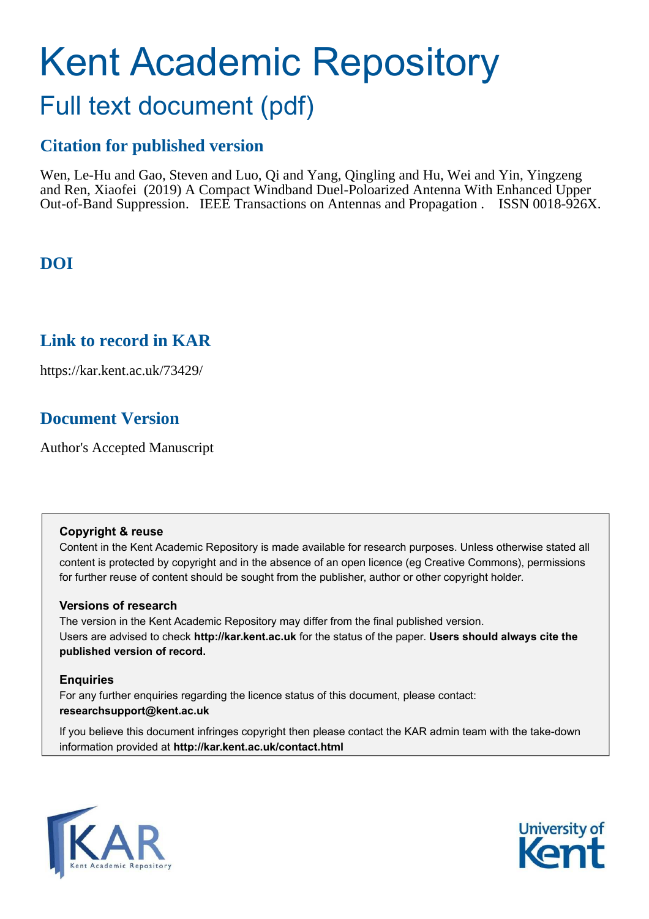# Kent Academic Repository

## Full text document (pdf)

### Citation for published version

Wen, Le-Hu and Gao, Steven and Luo, Qi and Yang, Qingling and Hu, Wei and Yin, Yingzeng and Ren, Xiaofei (2019) A Compact Windband Duel-Poloarized Antenna With Enhanced Upper Out-of-Band Suppression. IEEE Transactions on Antennas and Propagation . ISSN 0018-926X.

### DOI

### Link to record in KAR

https://kar.kent.ac.uk/73429/

### Document Version

Author's Accepted Manuscript

**Copyright & reuse**

Content in the Kent Academic Repository is made available for research purposes. Unless otherwise stated all content is protected by copyright and in the absence of an open licence (eg Creative Commons), permissions for further reuse of content should be sought from the publisher, author or other copyright holder.

**Versions of research**

The version in the Kent Academic Repository may differ from the final published version. Users are advised to check **http://kar.kent.ac.uk** for the status of the paper. **Users should always cite the published version of record.**

**Enquiries**

For any further enquiries regarding the licence status of this document, please contact: **researchsupport@kent.ac.uk**

If you believe this document infringes copyright then please contact the KAR admin team with the take-down information provided at **http://kar.kent.ac.uk/contact.html**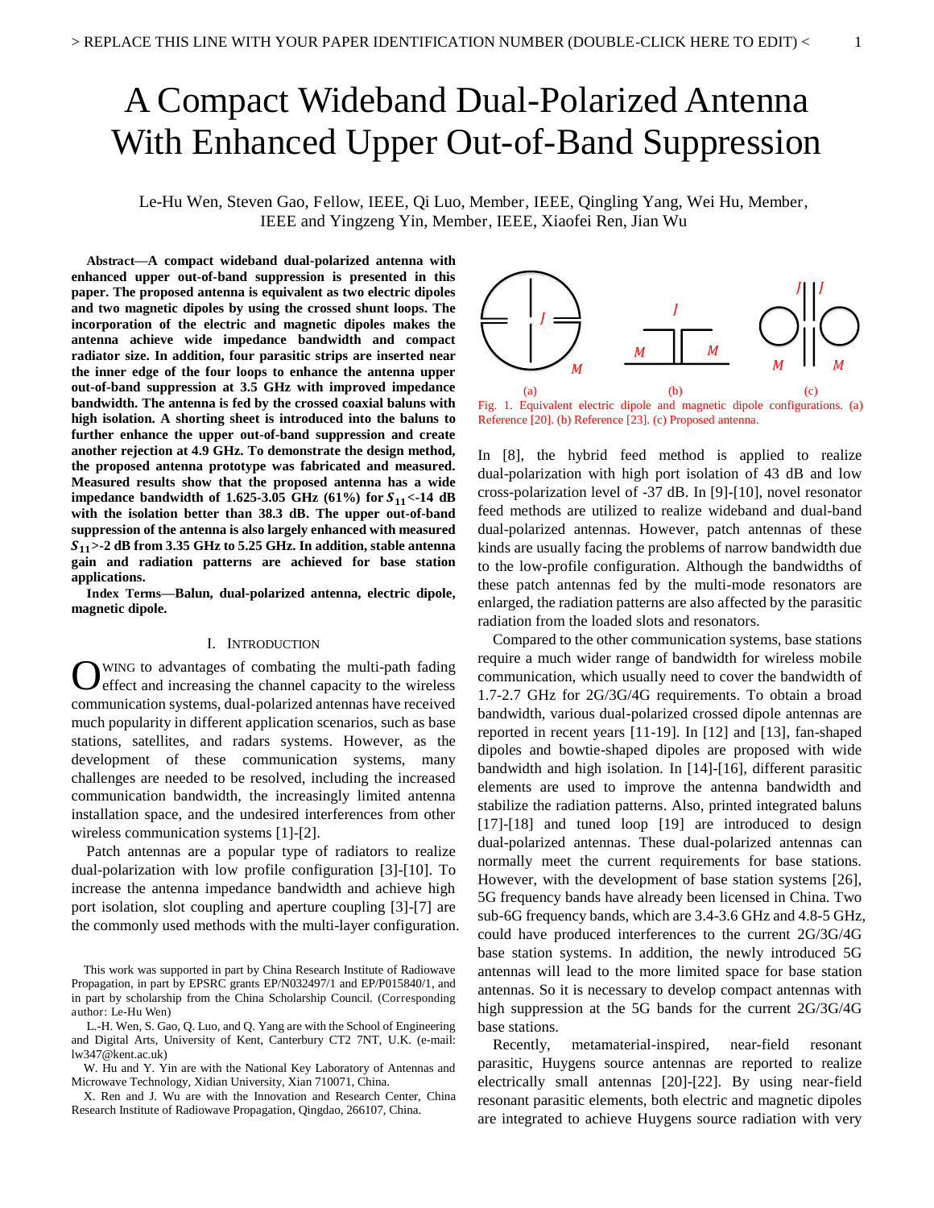# A Compact Wideband Dual-Polarized Antenna With Enhanced Upper Out-of-Band Suppression

Le-Hu Wen, Steven Gao, Fellow, IEEE, Qi Luo, Member, IEEE, Qingling Yang, Wei Hu, Member, IEEE and Yingzeng Yin, Member, IEEE, Xiaofei Ren, Jian Wu

***Abstract*—A compact wideband dual-polarized antenna with enhanced upper out-of-band suppression is presented in this paper. The proposed antenna is equivalent as two electric dipoles and two magnetic dipoles by using the crossed shunt loops. The incorporation of the electric and magnetic dipoles makes the antenna achieve wide impedance bandwidth and compact radiator size. In addition, four parasitic strips are inserted near the inner edge of the four loops to enhance the antenna upper out-of-band suppression at 3.5 GHz with improved impedance bandwidth. The antenna is fed by the crossed coaxial baluns with high isolation. A shorting sheet is introduced into the baluns to further enhance the upper out-of-band suppression and create another rejection at 4.9 GHz. To demonstrate the design method, the proposed antenna prototype was fabricated and measured. Measured results show that the proposed antenna has a wide impedance bandwidth of 1.625-3.05 GHz (61%) for $S_{11}$<-14 dB with the isolation better than 38.3 dB. The upper out-of-band suppression of the antenna is also largely enhanced with measured $S_{11}$>-2 dB from 3.35 GHz to 5.25 GHz. In addition, stable antenna gain and radiation patterns are achieved for base station applications.**

***Index Terms*—Balun, dual-polarized antenna, electric dipole, magnetic dipole.**

## I. Introduction

Owing to advantages of combating the multi-path fading effect and increasing the channel capacity to the wireless communication systems, dual-polarized antennas have received much popularity in different application scenarios, such as base stations, satellites, and radars systems. However, as the development of these communication systems, many challenges are needed to be resolved, including the increased communication bandwidth, the increasingly limited antenna installation space, and the undesired interferences from other wireless communication systems [1]-[2].

Patch antennas are a popular type of radiators to realize dual-polarization with low profile configuration [3]-[10]. To increase the antenna impedance bandwidth and achieve high port isolation, slot coupling and aperture coupling [3]-[7] are the commonly used methods with the multi-layer configuration.

Fig. 1. Equivalent electric dipole and magnetic dipole configurations. (a) Reference [20]. (b) Reference [23]. (c) Proposed antenna.

In [8], the hybrid feed method is applied to realize dual-polarization with high port isolation of 43 dB and low cross-polarization level of -37 dB. In [9]-[10], novel resonator feed methods are utilized to realize wideband and dual-band dual-polarized antennas. However, patch antennas of these kinds are usually facing the problems of narrow bandwidth due to the low-profile configuration. Although the bandwidths of these patch antennas fed by the multi-mode resonators are enlarged, the radiation patterns are also affected by the parasitic radiation from the loaded slots and resonators.

Compared to the other communication systems, base stations require a much wider range of bandwidth for wireless mobile communication, which usually need to cover the bandwidth of 1.7-2.7 GHz for 2G/3G/4G requirements. To obtain a broad bandwidth, various dual-polarized crossed dipole antennas are reported in recent years [11-19]. In [12] and [13], fan-shaped dipoles and bowtie-shaped dipoles are proposed with wide bandwidth and high isolation. In [14]-[16], different parasitic elements are used to improve the antenna bandwidth and stabilize the radiation patterns. Also, printed integrated baluns [17]-[18] and tuned loop [19] are introduced to design dual-polarized antennas. These dual-polarized antennas can normally meet the current requirements for base stations. However, with the development of base station systems [26], 5G frequency bands have already been licensed in China. Two sub-6G frequency bands, which are 3.4-3.6 GHz and 4.8-5 GHz, could have produced interferences to the current 2G/3G/4G base station systems. In addition, the newly introduced 5G antennas will lead to the more limited space for base station antennas. So it is necessary to develop compact antennas with high suppression at the 5G bands for the current 2G/3G/4G base stations.

Recently, metamaterial-inspired, near-field resonant parasitic, Huygens source antennas are reported to realize electrically small antennas [20]-[22]. By using near-field resonant parasitic elements, both electric and magnetic dipoles are integrated to achieve Huygens source radiation with very

This work was supported in part by China Research Institute of Radiowave Propagation, in part by EPSRC grants EP/N032497/1 and EP/P015840/1, and in part by scholarship from the China Scholarship Council. (Corresponding author: Le-Hu Wen)

L.-H. Wen, S. Gao, Q. Luo, and Q. Yang are with the School of Engineering and Digital Arts, University of Kent, Canterbury CT2 7NT, U.K. (e-mail: lw347@kent.ac.uk)

W. Hu and Y. Yin are with the National Key Laboratory of Antennas and Microwave Technology, Xidian University, Xian 710071, China.

X. Ren and J. Wu are with the Innovation and Research Center, China Research Institute of Radiowave Propagation, Qingdao, 266107, China.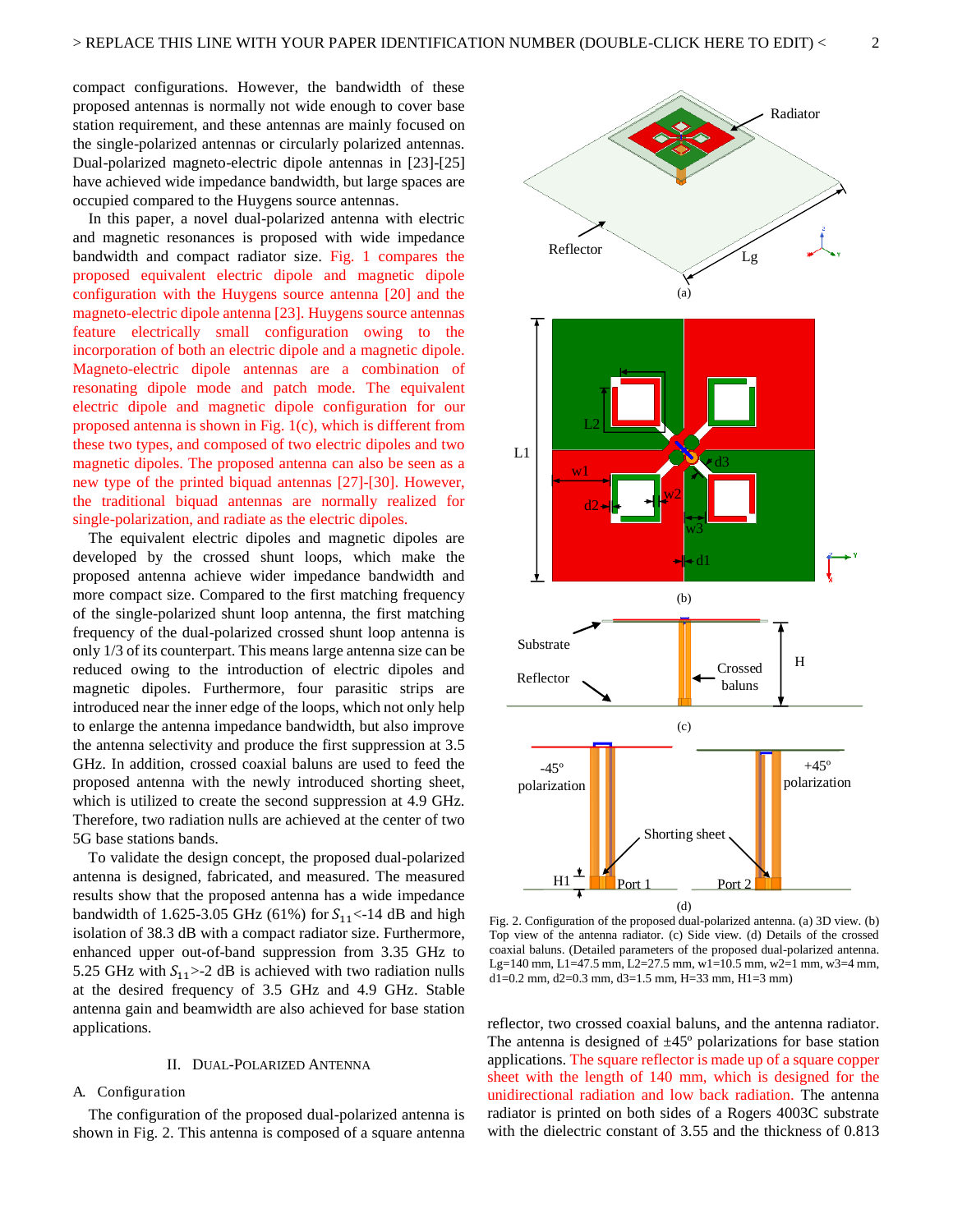compact configurations. However, the bandwidth of these proposed antennas is normally not wide enough to cover base station requirement, and these antennas are mainly focused on the single-polarized antennas or circularly polarized antennas. Dual-polarized magneto-electric dipole antennas in [23]-[25] have achieved wide impedance bandwidth, but large spaces are occupied compared to the Huygens source antennas.

In this paper, a novel dual-polarized antenna with electric and magnetic resonances is proposed with wide impedance bandwidth and compact radiator size. Fig. 1 compares the proposed equivalent electric dipole and magnetic dipole configuration with the Huygens source antenna [20] and the magneto-electric dipole antenna [23]. Huygens source antennas feature electrically small configuration owing to the incorporation of both an electric dipole and a magnetic dipole. Magneto-electric dipole antennas are a combination of resonating dipole mode and patch mode. The equivalent electric dipole and magnetic dipole configuration for our proposed antenna is shown in Fig. 1(c), which is different from these two types, and composed of two electric dipoles and two magnetic dipoles. The proposed antenna can also be seen as a new type of the printed biquad antennas [27]-[30]. However, the traditional biquad antennas are normally realized for single-polarization, and radiate as the electric dipoles.

The equivalent electric dipoles and magnetic dipoles are developed by the crossed shunt loops, which make the proposed antenna achieve wider impedance bandwidth and more compact size. Compared to the first matching frequency of the single-polarized shunt loop antenna, the first matching frequency of the dual-polarized crossed shunt loop antenna is only 1/3 of its counterpart. This means large antenna size can be reduced owing to the introduction of electric dipoles and magnetic dipoles. Furthermore, four parasitic strips are introduced near the inner edge of the loops, which not only help to enlarge the antenna impedance bandwidth, but also improve the antenna selectivity and produce the first suppression at 3.5 GHz. In addition, crossed coaxial baluns are used to feed the proposed antenna with the newly introduced shorting sheet, which is utilized to create the second suppression at 4.9 GHz. Therefore, two radiation nulls are achieved at the center of two 5G base stations bands.

To validate the design concept, the proposed dual-polarized antenna is designed, fabricated, and measured. The measured results show that the proposed antenna has a wide impedance bandwidth of 1.625-3.05 GHz (61%) for $S_{11}$<-14 dB and high isolation of 38.3 dB with a compact radiator size. Furthermore, enhanced upper out-of-band suppression from 3.35 GHz to 5.25 GHz with $S_{11}$>-2 dB is achieved with two radiation nulls at the desired frequency of 3.5 GHz and 4.9 GHz. Stable antenna gain and beamwidth are also achieved for base station applications.

## II. Dual-Polarized Antenna

### A. Configuration

The configuration of the proposed dual-polarized antenna is shown in Fig. 2. This antenna is composed of a square antenna reflector, two crossed coaxial baluns, and the antenna radiator. The antenna is designed of ±45º polarizations for base station applications. The square reflector is made up of a square copper sheet with the length of 140 mm, which is designed for the unidirectional radiation and low back radiation. The antenna radiator is printed on both sides of a Rogers 4003C substrate with the dielectric constant of 3.55 and the thickness of 0.813

Fig. 2. Configuration of the proposed dual-polarized antenna. (a) 3D view. (b) Top view of the antenna radiator. (c) Side view. (d) Details of the crossed coaxial baluns. (Detailed parameters of the proposed dual-polarized antenna. Lg=140 mm, L1=47.5 mm, L2=27.5 mm, w1=10.5 mm, w2=1 mm, w3=4 mm, d1=0.2 mm, d2=0.3 mm, d3=1.5 mm, H=33 mm, H1=3 mm)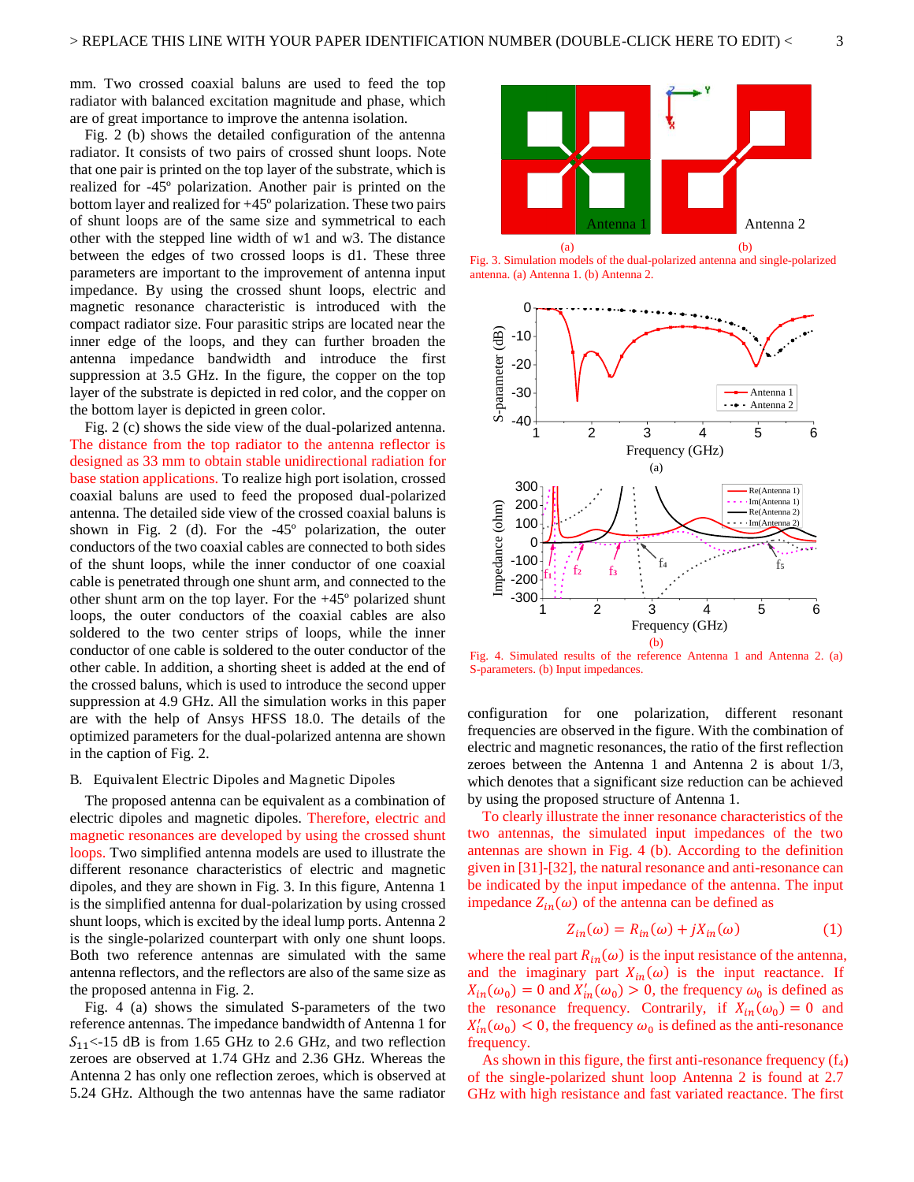mm. Two crossed coaxial baluns are used to feed the top radiator with balanced excitation magnitude and phase, which are of great importance to improve the antenna isolation.

Fig. 2 (b) shows the detailed configuration of the antenna radiator. It consists of two pairs of crossed shunt loops. Note that one pair is printed on the top layer of the substrate, which is realized for -45º polarization. Another pair is printed on the bottom layer and realized for +45º polarization. These two pairs of shunt loops are of the same size and symmetrical to each other with the stepped line width of w1 and w3. The distance between the edges of two crossed loops is d1. These three parameters are important to the improvement of antenna input impedance. By using the crossed shunt loops, electric and magnetic resonance characteristic is introduced with the compact radiator size. Four parasitic strips are located near the inner edge of the loops, and they can further broaden the antenna impedance bandwidth and introduce the first suppression at 3.5 GHz. In the figure, the copper on the top layer of the substrate is depicted in red color, and the copper on the bottom layer is depicted in green color.

Fig. 2 (c) shows the side view of the dual-polarized antenna. The distance from the top radiator to the antenna reflector is designed as 33 mm to obtain stable unidirectional radiation for base station applications. To realize high port isolation, crossed coaxial baluns are used to feed the proposed dual-polarized antenna. The detailed side view of the crossed coaxial baluns is shown in Fig. 2 (d). For the -45º polarization, the outer conductors of the two coaxial cables are connected to both sides of the shunt loops, while the inner conductor of one coaxial cable is penetrated through one shunt arm, and connected to the other shunt arm on the top layer. For the +45º polarized shunt loops, the outer conductors of the coaxial cables are also soldered to the two center strips of loops, while the inner conductor of one cable is soldered to the outer conductor of the other cable. In addition, a shorting sheet is added at the end of the crossed baluns, which is used to introduce the second upper suppression at 4.9 GHz. All the simulation works in this paper are with the help of Ansys HFSS 18.0. The details of the optimized parameters for the dual-polarized antenna are shown in the caption of Fig. 2.

## B. Equivalent Electric Dipoles and Magnetic Dipoles

The proposed antenna can be equivalent as a combination of electric dipoles and magnetic dipoles. Therefore, electric and magnetic resonances are developed by using the crossed shunt loops. Two simplified antenna models are used to illustrate the different resonance characteristics of electric and magnetic dipoles, and they are shown in Fig. 3. In this figure, Antenna 1 is the simplified antenna for dual-polarization by using crossed shunt loops, which is excited by the ideal lump ports. Antenna 2 is the single-polarized counterpart with only one shunt loops. Both two reference antennas are simulated with the same antenna reflectors, and the reflectors are also of the same size as the proposed antenna in Fig. 2.

Fig. 4 (a) shows the simulated S-parameters of the two reference antennas. The impedance bandwidth of Antenna 1 for $S_{11}$<-15 dB is from 1.65 GHz to 2.6 GHz, and two reflection zeroes are observed at 1.74 GHz and 2.36 GHz. Whereas the Antenna 2 has only one reflection zeroes, which is observed at 5.24 GHz. Although the two antennas have the same radiator

Fig. 3. Simulation models of the dual-polarized antenna and single-polarized antenna. (a) Antenna 1. (b) Antenna 2.

Fig. 4. Simulated results of the reference Antenna 1 and Antenna 2. (a) S-parameters. (b) Input impedances.

configuration for one polarization, different resonant frequencies are observed in the figure. With the combination of electric and magnetic resonances, the ratio of the first reflection zeroes between the Antenna 1 and Antenna 2 is about 1/3, which denotes that a significant size reduction can be achieved by using the proposed structure of Antenna 1.

To clearly illustrate the inner resonance characteristics of the two antennas, the simulated input impedances of the two antennas are shown in Fig. 4 (b). According to the definition given in [31]-[32], the natural resonance and anti-resonance can be indicated by the input impedance of the antenna. The input impedance $Z_{in}(\omega)$ of the antenna can be defined as

$$Z_{in}(\omega) = R_{in}(\omega) + jX_{in}(\omega) \tag{1}$$

where the real part $R_{in}(\omega)$ is the input resistance of the antenna, and the imaginary part $X_{in}(\omega)$ is the input reactance. If $X_{in}(\omega_0) = 0$ and $X'_{in}(\omega_0) > 0$, the frequency $\omega_0$ is defined as the resonance frequency. Contrarily, if $X_{in}(\omega_0) = 0$ and $X'_{in}(\omega_0) < 0$, the frequency $\omega_0$ is defined as the anti-resonance frequency.

As shown in this figure, the first anti-resonance frequency ($f_4$) of the single-polarized shunt loop Antenna 2 is found at 2.7 GHz with high resistance and fast variated reactance. The first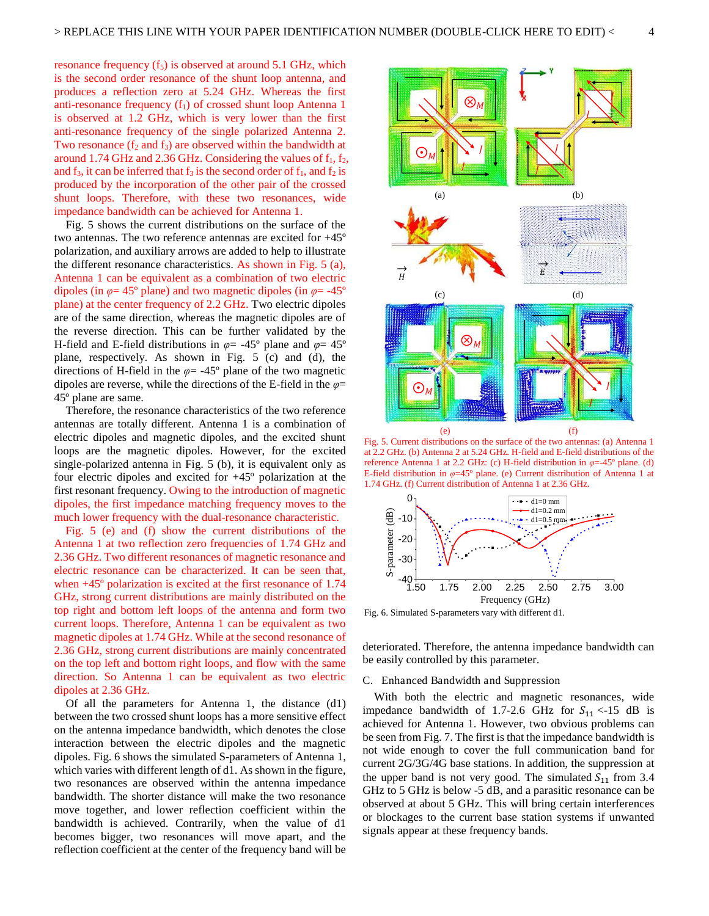resonance frequency ($f_5$) is observed at around 5.1 GHz, which is the second order resonance of the shunt loop antenna, and produces a reflection zero at 5.24 GHz. Whereas the first anti-resonance frequency ($f_1$) of crossed shunt loop Antenna 1 is observed at 1.2 GHz, which is very lower than the first anti-resonance frequency of the single polarized Antenna 2. Two resonance ($f_2$ and $f_3$) are observed within the bandwidth at around 1.74 GHz and 2.36 GHz. Considering the values of $f_1$, $f_2$, and $f_3$, it can be inferred that $f_3$ is the second order of $f_1$, and $f_2$ is produced by the incorporation of the other pair of the crossed shunt loops. Therefore, with these two resonances, wide impedance bandwidth can be achieved for Antenna 1.

Fig. 5 shows the current distributions on the surface of the two antennas. The two reference antennas are excited for +45º polarization, and auxiliary arrows are added to help to illustrate the different resonance characteristics. As shown in Fig. 5 (a), Antenna 1 can be equivalent as a combination of two electric dipoles (in $\varphi$= 45º plane) and two magnetic dipoles (in $\varphi$= -45º plane) at the center frequency of 2.2 GHz. Two electric dipoles are of the same direction, whereas the magnetic dipoles are of the reverse direction. This can be further validated by the H-field and E-field distributions in $\varphi$= -45º plane and $\varphi$= 45º plane, respectively. As shown in Fig. 5 (c) and (d), the directions of H-field in the $\varphi$= -45º plane of the two magnetic dipoles are reverse, while the directions of the E-field in the $\varphi$= 45º plane are same.

Therefore, the resonance characteristics of the two reference antennas are totally different. Antenna 1 is a combination of electric dipoles and magnetic dipoles, and the excited shunt loops are the magnetic dipoles. However, for the excited single-polarized antenna in Fig. 5 (b), it is equivalent only as four electric dipoles and excited for +45º polarization at the first resonant frequency. Owing to the introduction of magnetic dipoles, the first impedance matching frequency moves to the much lower frequency with the dual-resonance characteristic.

Fig. 5 (e) and (f) show the current distributions of the Antenna 1 at two reflection zero frequencies of 1.74 GHz and 2.36 GHz. Two different resonances of magnetic resonance and electric resonance can be characterized. It can be seen that, when +45º polarization is excited at the first resonance of 1.74 GHz, strong current distributions are mainly distributed on the top right and bottom left loops of the antenna and form two current loops. Therefore, Antenna 1 can be equivalent as two magnetic dipoles at 1.74 GHz. While at the second resonance of 2.36 GHz, strong current distributions are mainly concentrated on the top left and bottom right loops, and flow with the same direction. So Antenna 1 can be equivalent as two electric dipoles at 2.36 GHz.

Of all the parameters for Antenna 1, the distance (d1) between the two crossed shunt loops has a more sensitive effect on the antenna impedance bandwidth, which denotes the close interaction between the electric dipoles and the magnetic dipoles. Fig. 6 shows the simulated S-parameters of Antenna 1, which varies with different length of d1. As shown in the figure, two resonances are observed within the antenna impedance bandwidth. The shorter distance will make the two resonance move together, and lower reflection coefficient within the bandwidth is achieved. Contrarily, when the value of d1 becomes bigger, two resonances will move apart, and the reflection coefficient at the center of the frequency band will be deteriorated. Therefore, the antenna impedance bandwidth can be easily controlled by this parameter.

Fig. 5. Current distributions on the surface of the two antennas: (a) Antenna 1 at 2.2 GHz. (b) Antenna 2 at 5.24 GHz. H-field and E-field distributions of the reference Antenna 1 at 2.2 GHz: (c) H-field distribution in $\varphi$=-45º plane. (d) E-field distribution in $\varphi$=45º plane. (e) Current distribution of Antenna 1 at 1.74 GHz. (f) Current distribution of Antenna 1 at 2.36 GHz.

Fig. 6. Simulated S-parameters vary with different d1.

## C. Enhanced Bandwidth and Suppression

With both the electric and magnetic resonances, wide impedance bandwidth of 1.7-2.6 GHz for $S_{11}$ <-15 dB is achieved for Antenna 1. However, two obvious problems can be seen from Fig. 7. The first is that the impedance bandwidth is not wide enough to cover the full communication band for current 2G/3G/4G base stations. In addition, the suppression at the upper band is not very good. The simulated $S_{11}$ from 3.4 GHz to 5 GHz is below -5 dB, and a parasitic resonance can be observed at about 5 GHz. This will bring certain interferences or blockages to the current base station systems if unwanted signals appear at these frequency bands.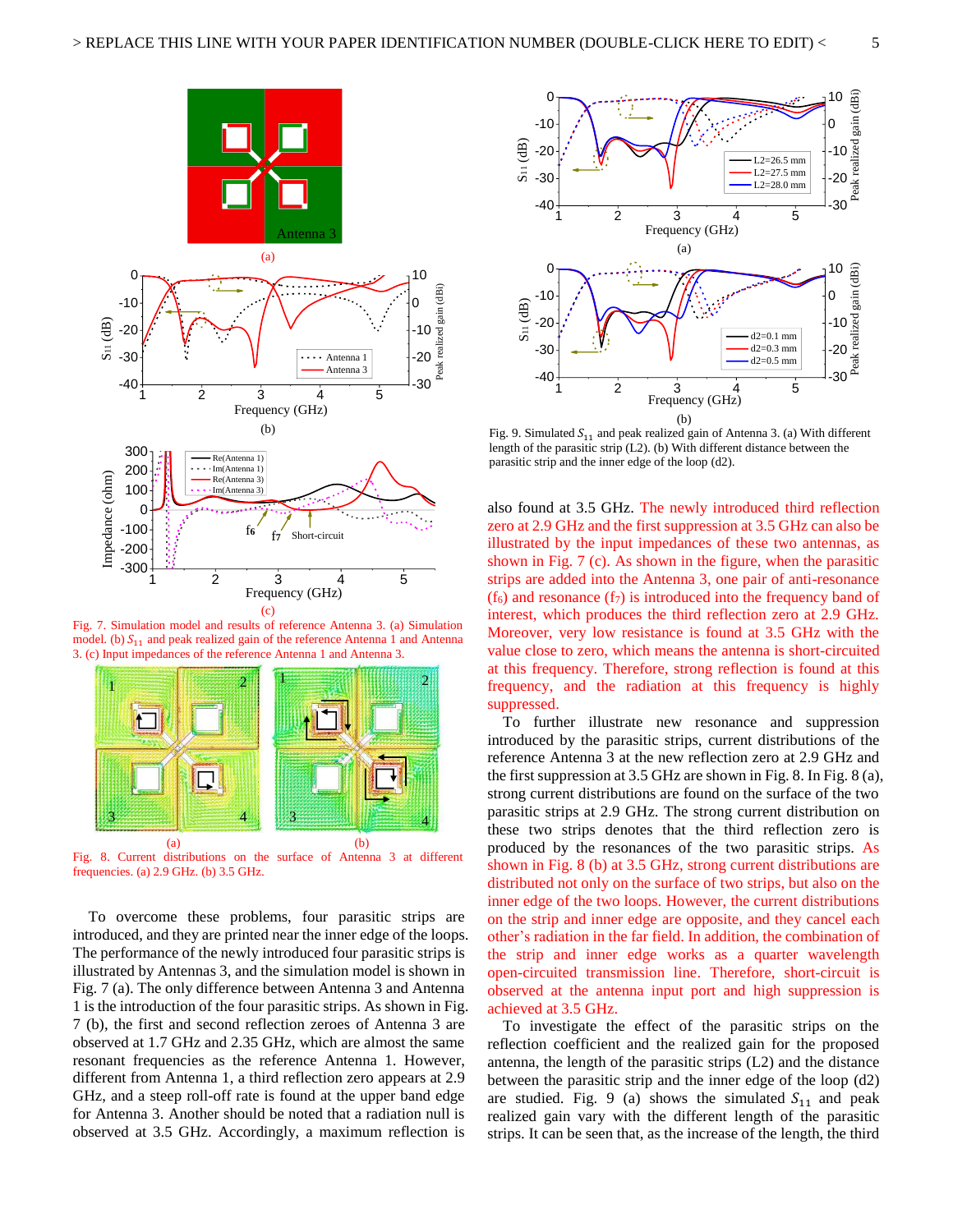Fig. 7. Simulation model and results of reference Antenna 3. (a) Simulation model. (b) $S_{11}$ and peak realized gain of the reference Antenna 1 and Antenna 3. (c) Input impedances of the reference Antenna 1 and Antenna 3.

Fig. 8. Current distributions on the surface of Antenna 3 at different frequencies. (a) 2.9 GHz. (b) 3.5 GHz.

To overcome these problems, four parasitic strips are introduced, and they are printed near the inner edge of the loops. The performance of the newly introduced four parasitic strips is illustrated by Antennas 3, and the simulation model is shown in Fig. 7 (a). The only difference between Antenna 3 and Antenna 1 is the introduction of the four parasitic strips. As shown in Fig. 7 (b), the first and second reflection zeroes of Antenna 3 are observed at 1.7 GHz and 2.35 GHz, which are almost the same resonant frequencies as the reference Antenna 1. However, different from Antenna 1, a third reflection zero appears at 2.9 GHz, and a steep roll-off rate is found at the upper band edge for Antenna 3. Another should be noted that a radiation null is observed at 3.5 GHz. Accordingly, a maximum reflection is also found at 3.5 GHz. The newly introduced third reflection zero at 2.9 GHz and the first suppression at 3.5 GHz can also be illustrated by the input impedances of these two antennas, as shown in Fig. 7 (c). As shown in the figure, when the parasitic strips are added into the Antenna 3, one pair of anti-resonance ($f_6$) and resonance ($f_7$) is introduced into the frequency band of interest, which produces the third reflection zero at 2.9 GHz. Moreover, very low resistance is found at 3.5 GHz with the value close to zero, which means the antenna is short-circuited at this frequency. Therefore, strong reflection is found at this frequency, and the radiation at this frequency is highly suppressed.

To further illustrate new resonance and suppression introduced by the parasitic strips, current distributions of the reference Antenna 3 at the new reflection zero at 2.9 GHz and the first suppression at 3.5 GHz are shown in Fig. 8. In Fig. 8 (a), strong current distributions are found on the surface of the two parasitic strips at 2.9 GHz. The strong current distribution on these two strips denotes that the third reflection zero is produced by the resonances of the two parasitic strips. As shown in Fig. 8 (b) at 3.5 GHz, strong current distributions are distributed not only on the surface of two strips, but also on the inner edge of the two loops. However, the current distributions on the strip and inner edge are opposite, and they cancel each other's radiation in the far field. In addition, the combination of the strip and inner edge works as a quarter wavelength open-circuited transmission line. Therefore, short-circuit is observed at the antenna input port and high suppression is achieved at 3.5 GHz.

To investigate the effect of the parasitic strips on the reflection coefficient and the realized gain for the proposed antenna, the length of the parasitic strips (L2) and the distance between the parasitic strip and the inner edge of the loop (d2) are studied. Fig. 9 (a) shows the simulated $S_{11}$ and peak realized gain vary with the different length of the parasitic strips. It can be seen that, as the increase of the length, the third

Fig. 9. Simulated $S_{11}$ and peak realized gain of Antenna 3. (a) With different length of the parasitic strip (L2). (b) With different distance between the parasitic strip and the inner edge of the loop (d2).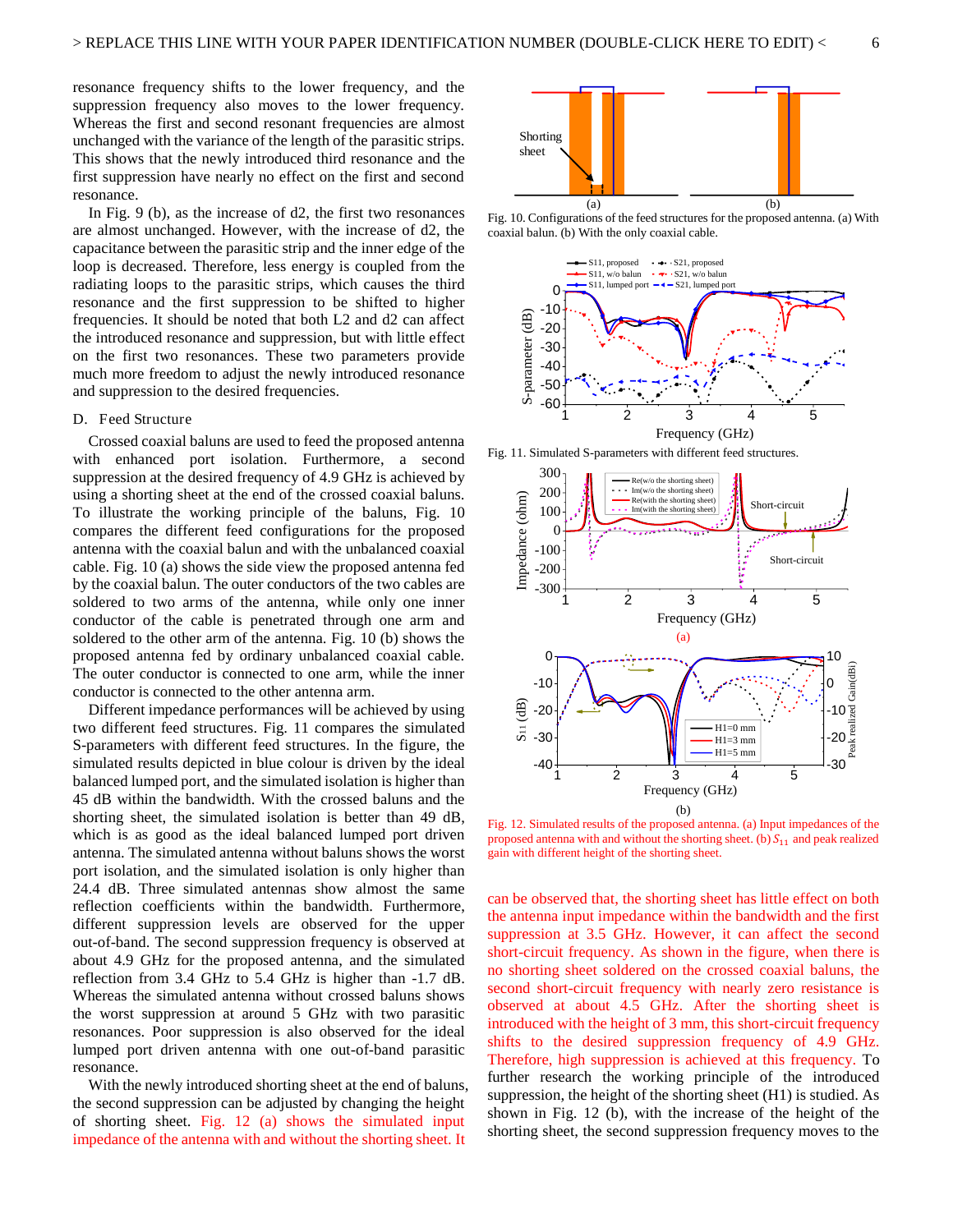resonance frequency shifts to the lower frequency, and the suppression frequency also moves to the lower frequency. Whereas the first and second resonant frequencies are almost unchanged with the variance of the length of the parasitic strips. This shows that the newly introduced third resonance and the first suppression have nearly no effect on the first and second resonance.

In Fig. 9 (b), as the increase of d2, the first two resonances are almost unchanged. However, with the increase of d2, the capacitance between the parasitic strip and the inner edge of the loop is decreased. Therefore, less energy is coupled from the radiating loops to the parasitic strips, which causes the third resonance and the first suppression to be shifted to higher frequencies. It should be noted that both L2 and d2 can affect the introduced resonance and suppression, but with little effect on the first two resonances. These two parameters provide much more freedom to adjust the newly introduced resonance and suppression to the desired frequencies.

### D. Feed Structure

Crossed coaxial baluns are used to feed the proposed antenna with enhanced port isolation. Furthermore, a second suppression at the desired frequency of 4.9 GHz is achieved by using a shorting sheet at the end of the crossed coaxial baluns. To illustrate the working principle of the baluns, Fig. 10 compares the different feed configurations for the proposed antenna with the coaxial balun and with the unbalanced coaxial cable. Fig. 10 (a) shows the side view the proposed antenna fed by the coaxial balun. The outer conductors of the two cables are soldered to two arms of the antenna, while only one inner conductor of the cable is penetrated through one arm and soldered to the other arm of the antenna. Fig. 10 (b) shows the proposed antenna fed by ordinary unbalanced coaxial cable. The outer conductor is connected to one arm, while the inner conductor is connected to the other antenna arm.

Different impedance performances will be achieved by using two different feed structures. Fig. 11 compares the simulated S-parameters with different feed structures. In the figure, the simulated results depicted in blue colour is driven by the ideal balanced lumped port, and the simulated isolation is higher than 45 dB within the bandwidth. With the crossed baluns and the shorting sheet, the simulated isolation is better than 49 dB, which is as good as the ideal balanced lumped port driven antenna. The simulated antenna without baluns shows the worst port isolation, and the simulated isolation is only higher than 24.4 dB. Three simulated antennas show almost the same reflection coefficients within the bandwidth. Furthermore, different suppression levels are observed for the upper out-of-band. The second suppression frequency is observed at about 4.9 GHz for the proposed antenna, and the simulated reflection from 3.4 GHz to 5.4 GHz is higher than -1.7 dB. Whereas the simulated antenna without crossed baluns shows the worst suppression at around 5 GHz with two parasitic resonances. Poor suppression is also observed for the ideal lumped port driven antenna with one out-of-band parasitic resonance.

With the newly introduced shorting sheet at the end of baluns, the second suppression can be adjusted by changing the height of shorting sheet. Fig. 12 (a) shows the simulated input impedance of the antenna with and without the shorting sheet. It can be observed that, the shorting sheet has little effect on both the antenna input impedance within the bandwidth and the first suppression at 3.5 GHz. However, it can affect the second short-circuit frequency. As shown in the figure, when there is no shorting sheet soldered on the crossed coaxial baluns, the second short-circuit frequency with nearly zero resistance is observed at about 4.5 GHz. After the shorting sheet is introduced with the height of 3 mm, this short-circuit frequency shifts to the desired suppression frequency of 4.9 GHz. Therefore, high suppression is achieved at this frequency. To further research the working principle of the introduced suppression, the height of the shorting sheet (H1) is studied. As shown in Fig. 12 (b), with the increase of the height of the shorting sheet, the second suppression frequency moves to the

Fig. 10. Configurations of the feed structures for the proposed antenna. (a) With coaxial balun. (b) With the only coaxial cable.

Fig. 11. Simulated S-parameters with different feed structures.

Fig. 12. Simulated results of the proposed antenna. (a) Input impedances of the proposed antenna with and without the shorting sheet. (b) $S_{11}$ and peak realized gain with different height of the shorting sheet.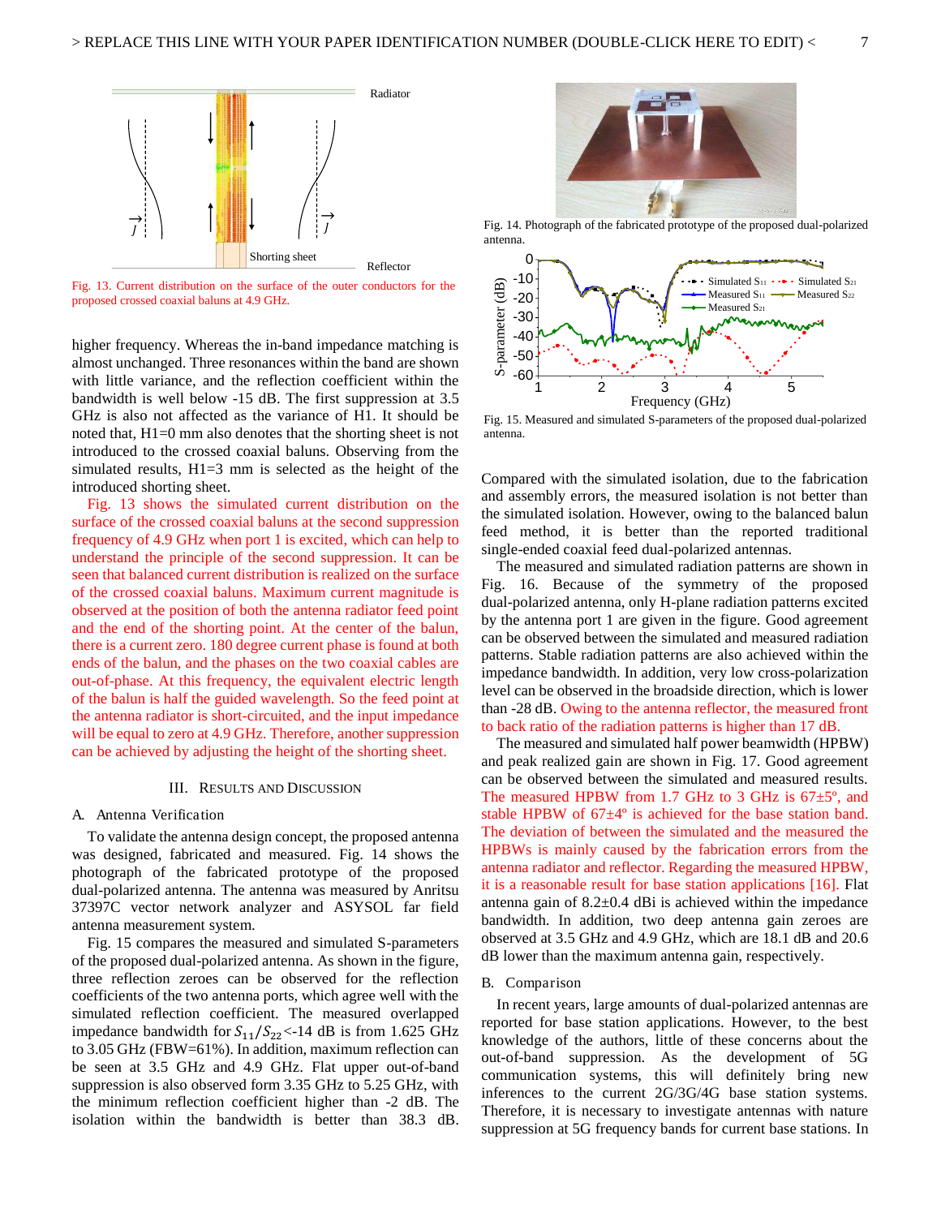Fig. 13. Current distribution on the surface of the outer conductors for the proposed crossed coaxial baluns at 4.9 GHz.

higher frequency. Whereas the in-band impedance matching is almost unchanged. Three resonances within the band are shown with little variance, and the reflection coefficient within the bandwidth is well below -15 dB. The first suppression at 3.5 GHz is also not affected as the variance of H1. It should be noted that, H1=0 mm also denotes that the shorting sheet is not introduced to the crossed coaxial baluns. Observing from the simulated results, H1=3 mm is selected as the height of the introduced shorting sheet.

Fig. 13 shows the simulated current distribution on the surface of the crossed coaxial baluns at the second suppression frequency of 4.9 GHz when port 1 is excited, which can help to understand the principle of the second suppression. It can be seen that balanced current distribution is realized on the surface of the crossed coaxial baluns. Maximum current magnitude is observed at the position of both the antenna radiator feed point and the end of the shorting point. At the center of the balun, there is a current zero. 180 degree current phase is found at both ends of the balun, and the phases on the two coaxial cables are out-of-phase. At this frequency, the equivalent electric length of the balun is half the guided wavelength. So the feed point at the antenna radiator is short-circuited, and the input impedance will be equal to zero at 4.9 GHz. Therefore, another suppression can be achieved by adjusting the height of the shorting sheet.

## III. Results and Discussion

### A. Antenna Verification

To validate the antenna design concept, the proposed antenna was designed, fabricated and measured. Fig. 14 shows the photograph of the fabricated prototype of the proposed dual-polarized antenna. The antenna was measured by Anritsu 37397C vector network analyzer and ASYSOL far field antenna measurement system.

Fig. 15 compares the measured and simulated S-parameters of the proposed dual-polarized antenna. As shown in the figure, three reflection zeroes can be observed for the reflection coefficients of the two antenna ports, which agree well with the simulated reflection coefficient. The measured overlapped impedance bandwidth for $S_{11}/S_{22}$<-14 dB is from 1.625 GHz to 3.05 GHz (FBW=61%). In addition, maximum reflection can be seen at 3.5 GHz and 4.9 GHz. Flat upper out-of-band suppression is also observed form 3.35 GHz to 5.25 GHz, with the minimum reflection coefficient higher than -2 dB. The isolation within the bandwidth is better than 38.3 dB.

Fig. 14. Photograph of the fabricated prototype of the proposed dual-polarized antenna.

Fig. 15. Measured and simulated S-parameters of the proposed dual-polarized antenna.

Compared with the simulated isolation, due to the fabrication and assembly errors, the measured isolation is not better than the simulated isolation. However, owing to the balanced balun feed method, it is better than the reported traditional single-ended coaxial feed dual-polarized antennas.

The measured and simulated radiation patterns are shown in Fig. 16. Because of the symmetry of the proposed dual-polarized antenna, only H-plane radiation patterns excited by the antenna port 1 are given in the figure. Good agreement can be observed between the simulated and measured radiation patterns. Stable radiation patterns are also achieved within the impedance bandwidth. In addition, very low cross-polarization level can be observed in the broadside direction, which is lower than -28 dB. Owing to the antenna reflector, the measured front to back ratio of the radiation patterns is higher than 17 dB.

The measured and simulated half power beamwidth (HPBW) and peak realized gain are shown in Fig. 17. Good agreement can be observed between the simulated and measured results. The measured HPBW from 1.7 GHz to 3 GHz is 67±5º, and stable HPBW of 67±4º is achieved for the base station band. The deviation of between the simulated and the measured the HPBWs is mainly caused by the fabrication errors from the antenna radiator and reflector. Regarding the measured HPBW, it is a reasonable result for base station applications [16]. Flat antenna gain of 8.2±0.4 dBi is achieved within the impedance bandwidth. In addition, two deep antenna gain zeroes are observed at 3.5 GHz and 4.9 GHz, which are 18.1 dB and 20.6 dB lower than the maximum antenna gain, respectively.

### B. Comparison

In recent years, large amounts of dual-polarized antennas are reported for base station applications. However, to the best knowledge of the authors, little of these concerns about the out-of-band suppression. As the development of 5G communication systems, this will definitely bring new inferences to the current 2G/3G/4G base station systems. Therefore, it is necessary to investigate antennas with nature suppression at 5G frequency bands for current base stations. In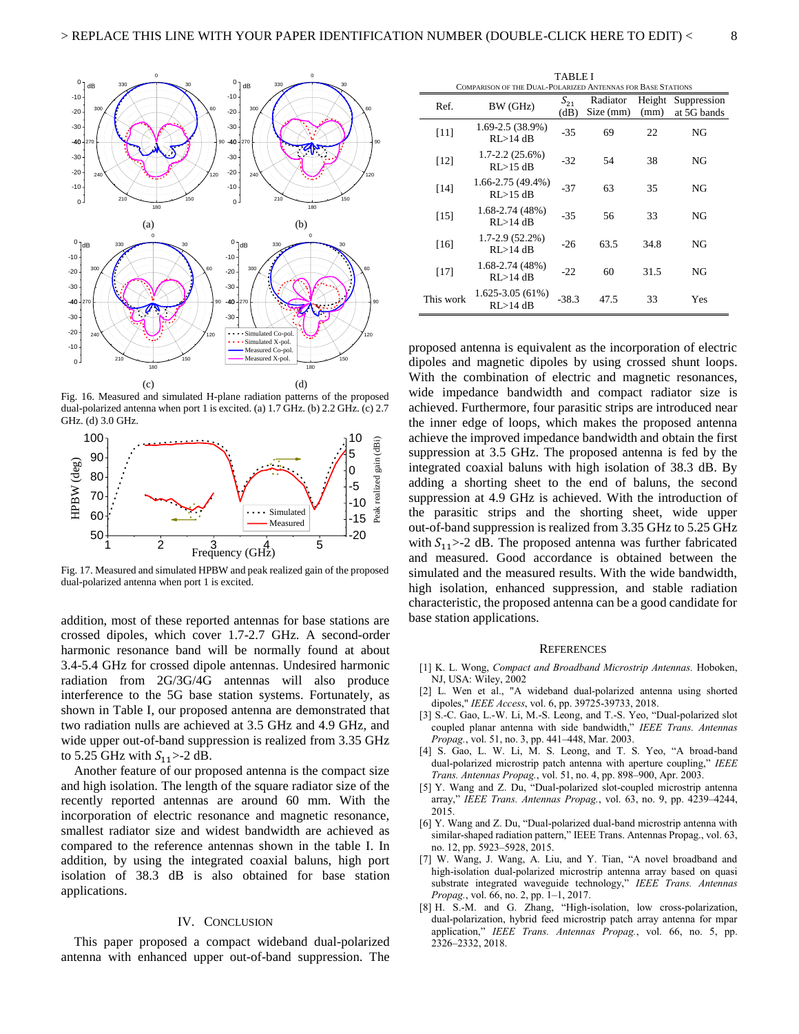Fig. 16. Measured and simulated H-plane radiation patterns of the proposed dual-polarized antenna when port 1 is excited. (a) 1.7 GHz. (b) 2.2 GHz. (c) 2.7 GHz. (d) 3.0 GHz.

Fig. 17. Measured and simulated HPBW and peak realized gain of the proposed dual-polarized antenna when port 1 is excited.

addition, most of these reported antennas for base stations are crossed dipoles, which cover 1.7-2.7 GHz. A second-order harmonic resonance band will be normally found at about 3.4-5.4 GHz for crossed dipole antennas. Undesired harmonic radiation from 2G/3G/4G antennas will also produce interference to the 5G base station systems. Fortunately, as shown in Table I, our proposed antenna are demonstrated that two radiation nulls are achieved at 3.5 GHz and 4.9 GHz, and wide upper out-of-band suppression is realized from 3.35 GHz to 5.25 GHz with $S_{11}$>-2 dB.

Another feature of our proposed antenna is the compact size and high isolation. The length of the square radiator size of the recently reported antennas are around 60 mm. With the incorporation of electric resonance and magnetic resonance, smallest radiator size and widest bandwidth are achieved as compared to the reference antennas shown in the table I. In addition, by using the integrated coaxial baluns, high port isolation of 38.3 dB is also obtained for base station applications.

## IV. Conclusion

This paper proposed a compact wideband dual-polarized antenna with enhanced upper out-of-band suppression. The proposed antenna is equivalent as the incorporation of electric dipoles and magnetic dipoles by using crossed shunt loops. With the combination of electric and magnetic resonances, wide impedance bandwidth and compact radiator size is achieved. Furthermore, four parasitic strips are introduced near the inner edge of loops, which makes the proposed antenna achieve the improved impedance bandwidth and obtain the first suppression at 3.5 GHz. The proposed antenna is fed by the integrated coaxial baluns with high isolation of 38.3 dB. By adding a shorting sheet to the end of baluns, the second suppression at 4.9 GHz is achieved. With the introduction of the parasitic strips and the shorting sheet, wide upper out-of-band suppression is realized from 3.35 GHz to 5.25 GHz with $S_{11}$>-2 dB. The proposed antenna was further fabricated and measured. Good accordance is obtained between the simulated and the measured results. With the wide bandwidth, high isolation, enhanced suppression, and stable radiation characteristic, the proposed antenna can be a good candidate for base station applications.

TABLE I
Comparison of the Dual-Polarized Antennas for Base Stations

| Ref. | BW (GHz) | $S_{21}$ (dB) | Radiator Size (mm) | Height (mm) | Suppression at 5G bands |
|---|---|---|---|---|---|
| [11] | 1.69-2.5 (38.9%) RL>14 dB | -35 | 69 | 22 | NG |
| [12] | 1.7-2.2 (25.6%) RL>15 dB | -32 | 54 | 38 | NG |
| [14] | 1.66-2.75 (49.4%) RL>15 dB | -37 | 63 | 35 | NG |
| [15] | 1.68-2.74 (48%) RL>14 dB | -35 | 56 | 33 | NG |
| [16] | 1.7-2.9 (52.2%) RL>14 dB | -26 | 63.5 | 34.8 | NG |
| [17] | 1.68-2.74 (48%) RL>14 dB | -22 | 60 | 31.5 | NG |
| This work | 1.625-3.05 (61%) RL>14 dB | -38.3 | 47.5 | 33 | Yes |

## References

[1] K. L. Wong, *Compact and Broadband Microstrip Antennas.* Hoboken, NJ, USA: Wiley, 2002

[2] L. Wen et al., "A wideband dual-polarized antenna using shorted dipoles," *IEEE Access*, vol. 6, pp. 39725-39733, 2018.

[3] S.-C. Gao, L.-W. Li, M.-S. Leong, and T.-S. Yeo, "Dual-polarized slot coupled planar antenna with side bandwidth," *IEEE Trans. Antennas Propag.*, vol. 51, no. 3, pp. 441–448, Mar. 2003.

[4] S. Gao, L. W. Li, M. S. Leong, and T. S. Yeo, "A broad-band dual-polarized microstrip patch antenna with aperture coupling," *IEEE Trans. Antennas Propag.*, vol. 51, no. 4, pp. 898–900, Apr. 2003.

[5] Y. Wang and Z. Du, "Dual-polarized slot-coupled microstrip antenna array," *IEEE Trans. Antennas Propag.*, vol. 63, no. 9, pp. 4239–4244, 2015.

[6] Y. Wang and Z. Du, "Dual-polarized dual-band microstrip antenna with similar-shaped radiation pattern," IEEE Trans. Antennas Propag., vol. 63, no. 12, pp. 5923–5928, 2015.

[7] W. Wang, J. Wang, A. Liu, and Y. Tian, "A novel broadband and high-isolation dual-polarized microstrip antenna array based on quasi substrate integrated waveguide technology," *IEEE Trans. Antennas Propag.*, vol. 66, no. 2, pp. 1–1, 2017.

[8] H. S.-M. and G. Zhang, "High-isolation, low cross-polarization, dual-polarization, hybrid feed microstrip patch array antenna for mpar application," *IEEE Trans. Antennas Propag.*, vol. 66, no. 5, pp. 2326–2332, 2018.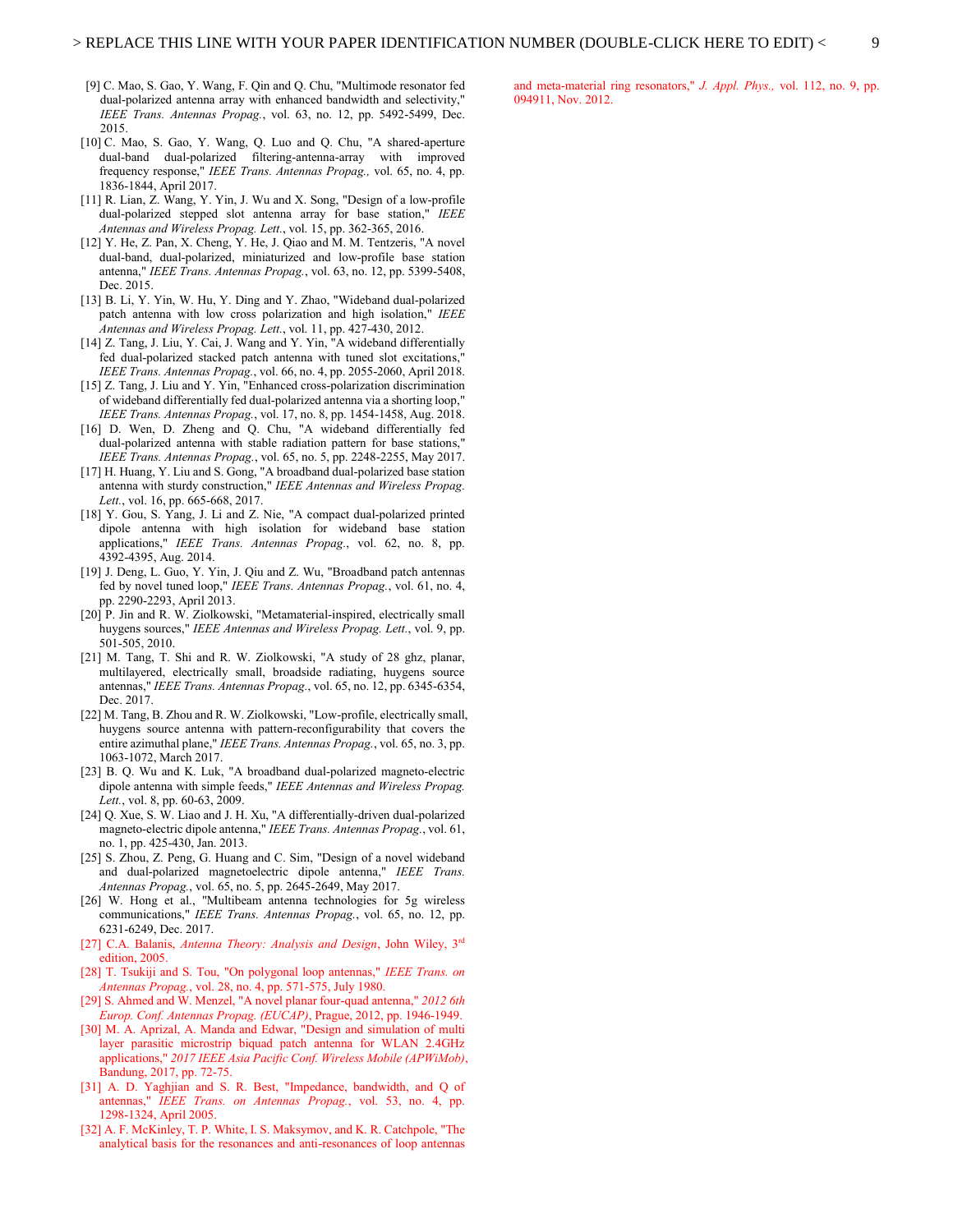[9] C. Mao, S. Gao, Y. Wang, F. Qin and Q. Chu, "Multimode resonator fed dual-polarized antenna array with enhanced bandwidth and selectivity," *IEEE Trans. Antennas Propag.*, vol. 63, no. 12, pp. 5492-5499, Dec. 2015.

[10] C. Mao, S. Gao, Y. Wang, Q. Luo and Q. Chu, "A shared-aperture dual-band dual-polarized filtering-antenna-array with improved frequency response," *IEEE Trans. Antennas Propag.,* vol. 65, no. 4, pp. 1836-1844, April 2017.

[11] R. Lian, Z. Wang, Y. Yin, J. Wu and X. Song, "Design of a low-profile dual-polarized stepped slot antenna array for base station," *IEEE Antennas and Wireless Propag. Lett.*, vol. 15, pp. 362-365, 2016.

[12] Y. He, Z. Pan, X. Cheng, Y. He, J. Qiao and M. M. Tentzeris, "A novel dual-band, dual-polarized, miniaturized and low-profile base station antenna," *IEEE Trans. Antennas Propag.*, vol. 63, no. 12, pp. 5399-5408, Dec. 2015.

[13] B. Li, Y. Yin, W. Hu, Y. Ding and Y. Zhao, "Wideband dual-polarized patch antenna with low cross polarization and high isolation," *IEEE Antennas and Wireless Propag. Lett.*, vol. 11, pp. 427-430, 2012.

[14] Z. Tang, J. Liu, Y. Cai, J. Wang and Y. Yin, "A wideband differentially fed dual-polarized stacked patch antenna with tuned slot excitations," *IEEE Trans. Antennas Propag.*, vol. 66, no. 4, pp. 2055-2060, April 2018.

[15] Z. Tang, J. Liu and Y. Yin, "Enhanced cross-polarization discrimination of wideband differentially fed dual-polarized antenna via a shorting loop," *IEEE Trans. Antennas Propag.*, vol. 17, no. 8, pp. 1454-1458, Aug. 2018.

[16] D. Wen, D. Zheng and Q. Chu, "A wideband differentially fed dual-polarized antenna with stable radiation pattern for base stations," *IEEE Trans. Antennas Propag.*, vol. 65, no. 5, pp. 2248-2255, May 2017.

[17] H. Huang, Y. Liu and S. Gong, "A broadband dual-polarized base station antenna with sturdy construction," *IEEE Antennas and Wireless Propag. Lett.*, vol. 16, pp. 665-668, 2017.

[18] Y. Gou, S. Yang, J. Li and Z. Nie, "A compact dual-polarized printed dipole antenna with high isolation for wideband base station applications," *IEEE Trans. Antennas Propag.*, vol. 62, no. 8, pp. 4392-4395, Aug. 2014.

[19] J. Deng, L. Guo, Y. Yin, J. Qiu and Z. Wu, "Broadband patch antennas fed by novel tuned loop," *IEEE Trans. Antennas Propag.*, vol. 61, no. 4, pp. 2290-2293, April 2013.

[20] P. Jin and R. W. Ziolkowski, "Metamaterial-inspired, electrically small huygens sources," *IEEE Antennas and Wireless Propag. Lett.*, vol. 9, pp. 501-505, 2010.

[21] M. Tang, T. Shi and R. W. Ziolkowski, "A study of 28 ghz, planar, multilayered, electrically small, broadside radiating, huygens source antennas," *IEEE Trans. Antennas Propag.*, vol. 65, no. 12, pp. 6345-6354, Dec. 2017.

[22] M. Tang, B. Zhou and R. W. Ziolkowski, "Low-profile, electrically small, huygens source antenna with pattern-reconfigurability that covers the entire azimuthal plane," *IEEE Trans. Antennas Propag.*, vol. 65, no. 3, pp. 1063-1072, March 2017.

[23] B. Q. Wu and K. Luk, "A broadband dual-polarized magneto-electric dipole antenna with simple feeds," *IEEE Antennas and Wireless Propag. Lett.*, vol. 8, pp. 60-63, 2009.

[24] Q. Xue, S. W. Liao and J. H. Xu, "A differentially-driven dual-polarized magneto-electric dipole antenna," *IEEE Trans. Antennas Propag.*, vol. 61, no. 1, pp. 425-430, Jan. 2013.

[25] S. Zhou, Z. Peng, G. Huang and C. Sim, "Design of a novel wideband and dual-polarized magnetoelectric dipole antenna," *IEEE Trans. Antennas Propag.*, vol. 65, no. 5, pp. 2645-2649, May 2017.

[26] W. Hong et al., "Multibeam antenna technologies for 5g wireless communications," *IEEE Trans. Antennas Propag.*, vol. 65, no. 12, pp. 6231-6249, Dec. 2017.

[27] C.A. Balanis, *Antenna Theory: Analysis and Design*, John Wiley, 3rd edition, 2005.

[28] T. Tsukiji and S. Tou, "On polygonal loop antennas," *IEEE Trans. on Antennas Propag.*, vol. 28, no. 4, pp. 571-575, July 1980.

[29] S. Ahmed and W. Menzel, "A novel planar four-quad antenna," *2012 6th Europ. Conf. Antennas Propag. (EUCAP)*, Prague, 2012, pp. 1946-1949.

[30] M. A. Aprizal, A. Manda and Edwar, "Design and simulation of multi layer parasitic microstrip biquad patch antenna for WLAN 2.4GHz applications," *2017 IEEE Asia Pacific Conf. Wireless Mobile (APWiMob)*, Bandung, 2017, pp. 72-75.

[31] A. D. Yaghjian and S. R. Best, "Impedance, bandwidth, and Q of antennas," *IEEE Trans. on Antennas Propag.*, vol. 53, no. 4, pp. 1298-1324, April 2005.

[32] A. F. McKinley, T. P. White, I. S. Maksymov, and K. R. Catchpole, "The analytical basis for the resonances and anti-resonances of loop antennas and meta-material ring resonators," *J. Appl. Phys.,* vol. 112, no. 9, pp. 094911, Nov. 2012.